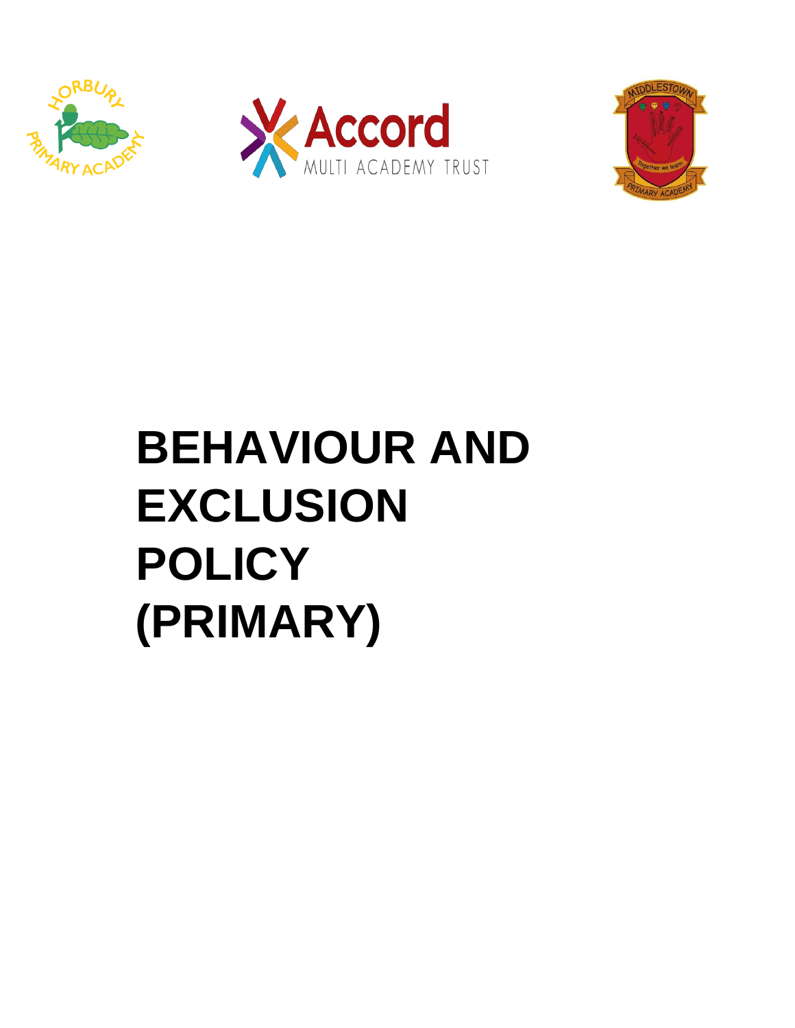# BEHAVIOUR AND EXCLUSION POLICY (PRIMARY)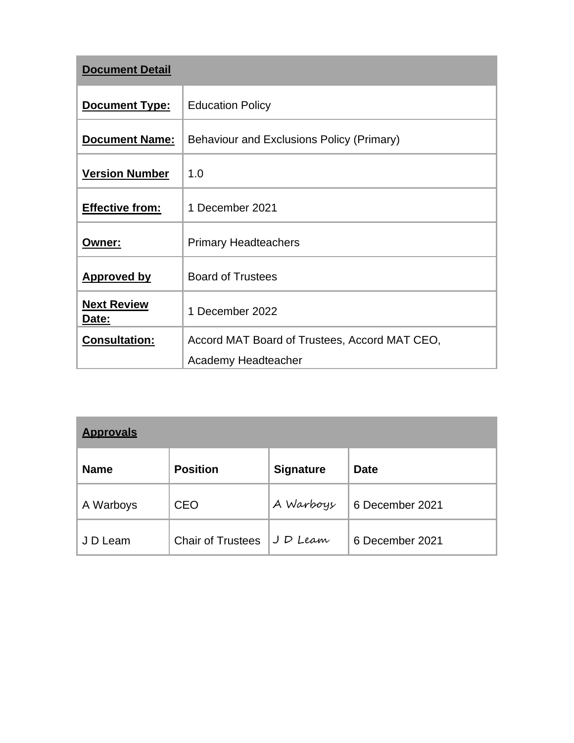| **Document Detail** | |
|---|---|
| **Document Type:** | Education Policy |
| **Document Name:** | Behaviour and Exclusions Policy (Primary) |
| **Version Number** | 1.0 |
| **Effective from:** | 1 December 2021 |
| **Owner:** | Primary Headteachers |
| **Approved by** | Board of Trustees |
| **Next Review Date:** | 1 December 2022 |
| **Consultation:** | Accord MAT Board of Trustees, Accord MAT CEO, Academy Headteacher |

| **Approvals** | | | |
|---|---|---|---|
| **Name** | **Position** | **Signature** | **Date** |
| A Warboys | CEO | A Warboys | 6 December 2021 |
| J D Leam | Chair of Trustees | J D Leam | 6 December 2021 |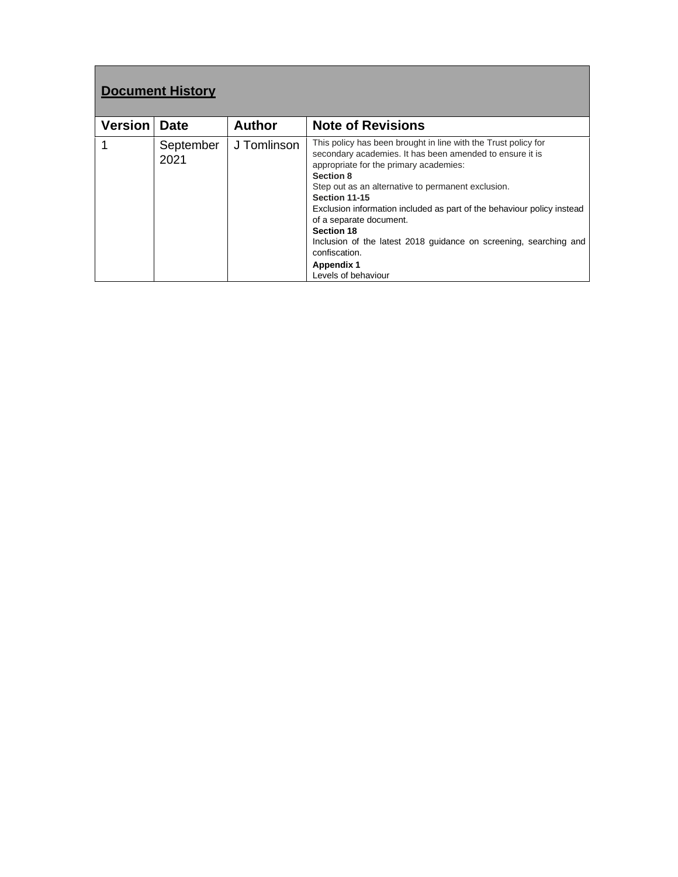## Document History

| Version | Date | Author | Note of Revisions |
|---|---|---|---|
| 1 | September 2021 | J Tomlinson | This policy has been brought in line with the Trust policy for secondary academies. It has been amended to ensure it is appropriate for the primary academies:<br>**Section 8**<br>Step out as an alternative to permanent exclusion.<br>**Section 11-15**<br>Exclusion information included as part of the behaviour policy instead of a separate document.<br>**Section 18**<br>Inclusion of the latest 2018 guidance on screening, searching and confiscation.<br>**Appendix 1**<br>Levels of behaviour |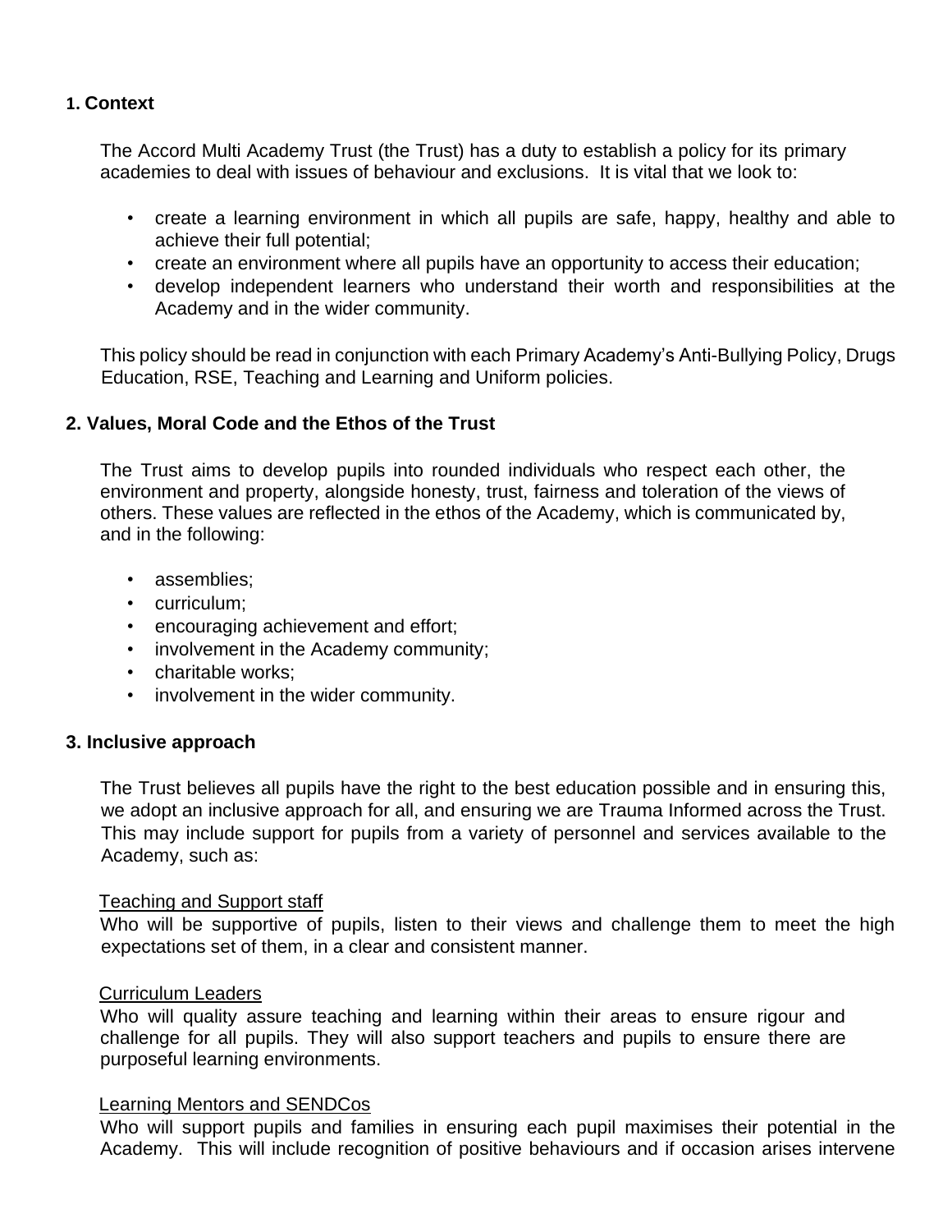## 1. Context

The Accord Multi Academy Trust (the Trust) has a duty to establish a policy for its primary academies to deal with issues of behaviour and exclusions. It is vital that we look to:

- create a learning environment in which all pupils are safe, happy, healthy and able to achieve their full potential;
- create an environment where all pupils have an opportunity to access their education;
- develop independent learners who understand their worth and responsibilities at the Academy and in the wider community.

This policy should be read in conjunction with each Primary Academy's Anti-Bullying Policy, Drugs Education, RSE, Teaching and Learning and Uniform policies.

## 2. Values, Moral Code and the Ethos of the Trust

The Trust aims to develop pupils into rounded individuals who respect each other, the environment and property, alongside honesty, trust, fairness and toleration of the views of others. These values are reflected in the ethos of the Academy, which is communicated by, and in the following:

- assemblies;
- curriculum;
- encouraging achievement and effort;
- involvement in the Academy community;
- charitable works;
- involvement in the wider community.

## 3. Inclusive approach

The Trust believes all pupils have the right to the best education possible and in ensuring this, we adopt an inclusive approach for all, and ensuring we are Trauma Informed across the Trust. This may include support for pupils from a variety of personnel and services available to the Academy, such as:

<u>Teaching and Support staff</u>
Who will be supportive of pupils, listen to their views and challenge them to meet the high expectations set of them, in a clear and consistent manner.

<u>Curriculum Leaders</u>
Who will quality assure teaching and learning within their areas to ensure rigour and challenge for all pupils. They will also support teachers and pupils to ensure there are purposeful learning environments.

<u>Learning Mentors and SENDCos</u>
Who will support pupils and families in ensuring each pupil maximises their potential in the Academy. This will include recognition of positive behaviours and if occasion arises intervene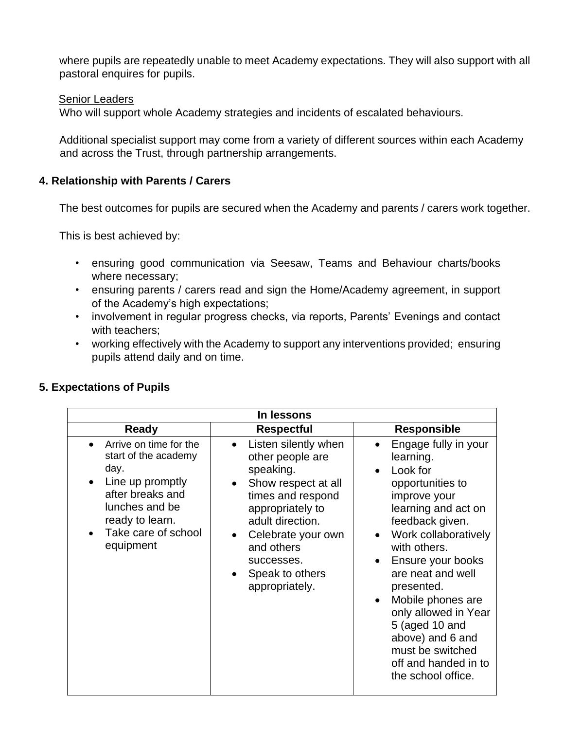where pupils are repeatedly unable to meet Academy expectations. They will also support with all pastoral enquires for pupils.

Senior Leaders
Who will support whole Academy strategies and incidents of escalated behaviours.

Additional specialist support may come from a variety of different sources within each Academy and across the Trust, through partnership arrangements.

## 4. Relationship with Parents / Carers

The best outcomes for pupils are secured when the Academy and parents / carers work together.

This is best achieved by:

- ensuring good communication via Seesaw, Teams and Behaviour charts/books where necessary;
- ensuring parents / carers read and sign the Home/Academy agreement, in support of the Academy's high expectations;
- involvement in regular progress checks, via reports, Parents' Evenings and contact with teachers;
- working effectively with the Academy to support any interventions provided; ensuring pupils attend daily and on time.

## 5. Expectations of Pupils

| In lessons | | |
|---|---|---|
| **Ready** | **Respectful** | **Responsible** |
| • Arrive on time for the start of the academy day.<br>• Line up promptly after breaks and lunches and be ready to learn.<br>• Take care of school equipment | • Listen silently when other people are speaking.<br>• Show respect at all times and respond appropriately to adult direction.<br>• Celebrate your own and others successes.<br>• Speak to others appropriately. | • Engage fully in your learning.<br>• Look for opportunities to improve your learning and act on feedback given.<br>• Work collaboratively with others.<br>• Ensure your books are neat and well presented.<br>• Mobile phones are only allowed in Year 5 (aged 10 and above) and 6 and must be switched off and handed in to the school office. |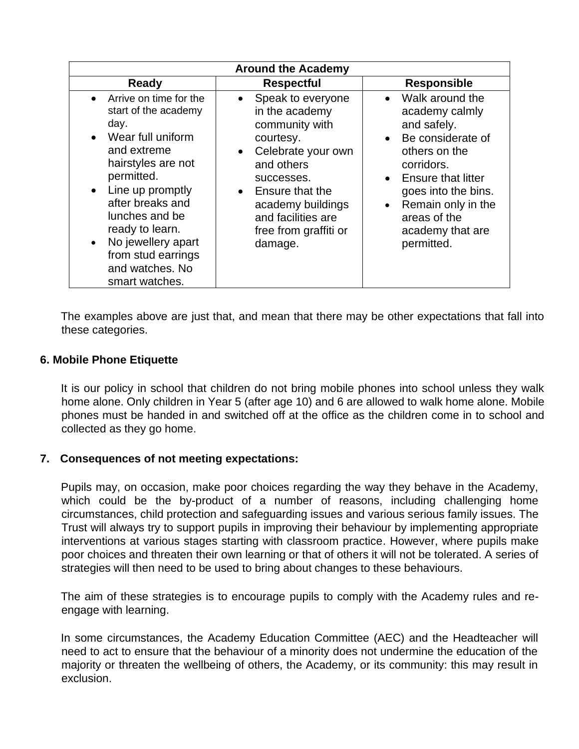| Around the Academy | | |
|---|---|---|
| **Ready** | **Respectful** | **Responsible** |
| • Arrive on time for the start of the academy day.<br>• Wear full uniform and extreme hairstyles are not permitted.<br>• Line up promptly after breaks and lunches and be ready to learn.<br>• No jewellery apart from stud earrings and watches. No smart watches. | • Speak to everyone in the academy community with courtesy.<br>• Celebrate your own and others successes.<br>• Ensure that the academy buildings and facilities are free from graffiti or damage. | • Walk around the academy calmly and safely.<br>• Be considerate of others on the corridors.<br>• Ensure that litter goes into the bins.<br>• Remain only in the areas of the academy that are permitted. |

The examples above are just that, and mean that there may be other expectations that fall into these categories.

## 6. Mobile Phone Etiquette

It is our policy in school that children do not bring mobile phones into school unless they walk home alone. Only children in Year 5 (after age 10) and 6 are allowed to walk home alone. Mobile phones must be handed in and switched off at the office as the children come in to school and collected as they go home.

## 7. Consequences of not meeting expectations:

Pupils may, on occasion, make poor choices regarding the way they behave in the Academy, which could be the by-product of a number of reasons, including challenging home circumstances, child protection and safeguarding issues and various serious family issues. The Trust will always try to support pupils in improving their behaviour by implementing appropriate interventions at various stages starting with classroom practice. However, where pupils make poor choices and threaten their own learning or that of others it will not be tolerated. A series of strategies will then need to be used to bring about changes to these behaviours.

The aim of these strategies is to encourage pupils to comply with the Academy rules and re-engage with learning.

In some circumstances, the Academy Education Committee (AEC) and the Headteacher will need to act to ensure that the behaviour of a minority does not undermine the education of the majority or threaten the wellbeing of others, the Academy, or its community: this may result in exclusion.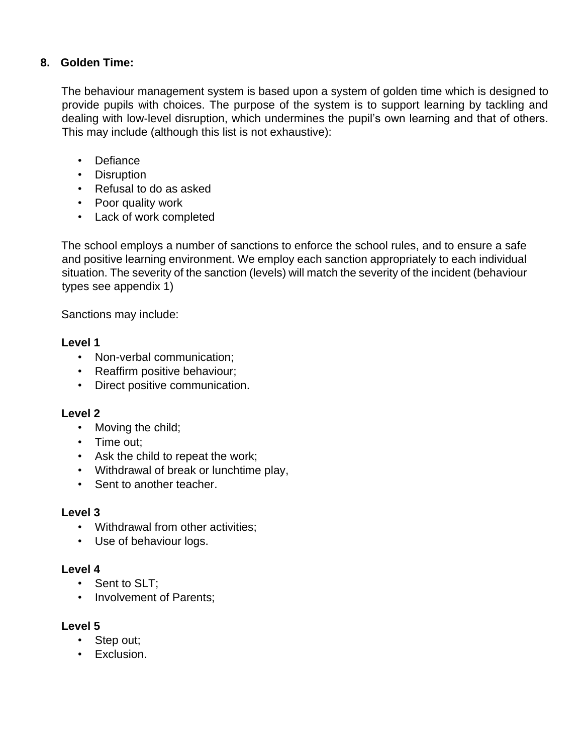## 8. Golden Time:

The behaviour management system is based upon a system of golden time which is designed to provide pupils with choices. The purpose of the system is to support learning by tackling and dealing with low-level disruption, which undermines the pupil's own learning and that of others. This may include (although this list is not exhaustive):

- Defiance
- Disruption
- Refusal to do as asked
- Poor quality work
- Lack of work completed

The school employs a number of sanctions to enforce the school rules, and to ensure a safe and positive learning environment. We employ each sanction appropriately to each individual situation. The severity of the sanction (levels) will match the severity of the incident (behaviour types see appendix 1)

Sanctions may include:

**Level 1**

- Non-verbal communication;
- Reaffirm positive behaviour;
- Direct positive communication.

**Level 2**

- Moving the child;
- Time out;
- Ask the child to repeat the work;
- Withdrawal of break or lunchtime play,
- Sent to another teacher.

**Level 3**

- Withdrawal from other activities;
- Use of behaviour logs.

**Level 4**

- Sent to SLT;
- Involvement of Parents;

**Level 5**

- Step out;
- Exclusion.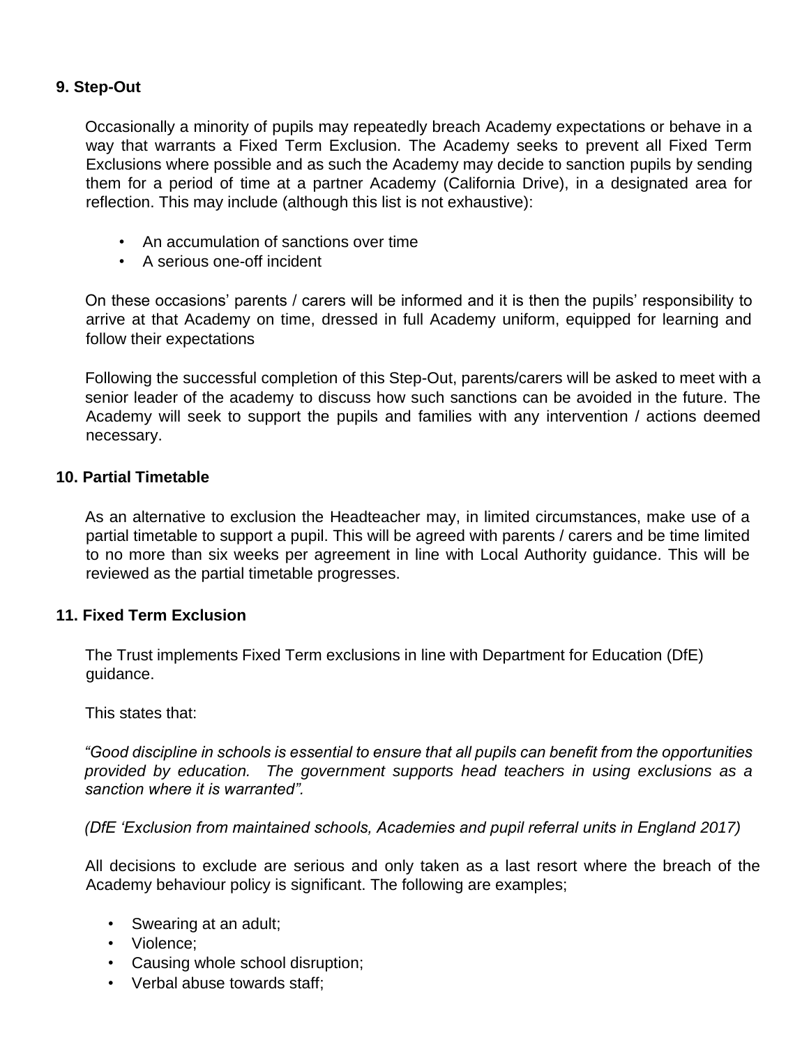## 9. Step-Out

Occasionally a minority of pupils may repeatedly breach Academy expectations or behave in a way that warrants a Fixed Term Exclusion. The Academy seeks to prevent all Fixed Term Exclusions where possible and as such the Academy may decide to sanction pupils by sending them for a period of time at a partner Academy (California Drive), in a designated area for reflection. This may include (although this list is not exhaustive):

- An accumulation of sanctions over time
- A serious one-off incident

On these occasions' parents / carers will be informed and it is then the pupils' responsibility to arrive at that Academy on time, dressed in full Academy uniform, equipped for learning and follow their expectations

Following the successful completion of this Step-Out, parents/carers will be asked to meet with a senior leader of the academy to discuss how such sanctions can be avoided in the future. The Academy will seek to support the pupils and families with any intervention / actions deemed necessary.

## 10. Partial Timetable

As an alternative to exclusion the Headteacher may, in limited circumstances, make use of a partial timetable to support a pupil. This will be agreed with parents / carers and be time limited to no more than six weeks per agreement in line with Local Authority guidance. This will be reviewed as the partial timetable progresses.

## 11. Fixed Term Exclusion

The Trust implements Fixed Term exclusions in line with Department for Education (DfE) guidance.

This states that:

*"Good discipline in schools is essential to ensure that all pupils can benefit from the opportunities provided by education. The government supports head teachers in using exclusions as a sanction where it is warranted".*

*(DfE 'Exclusion from maintained schools, Academies and pupil referral units in England 2017)*

All decisions to exclude are serious and only taken as a last resort where the breach of the Academy behaviour policy is significant. The following are examples;

- Swearing at an adult;
- Violence;
- Causing whole school disruption;
- Verbal abuse towards staff;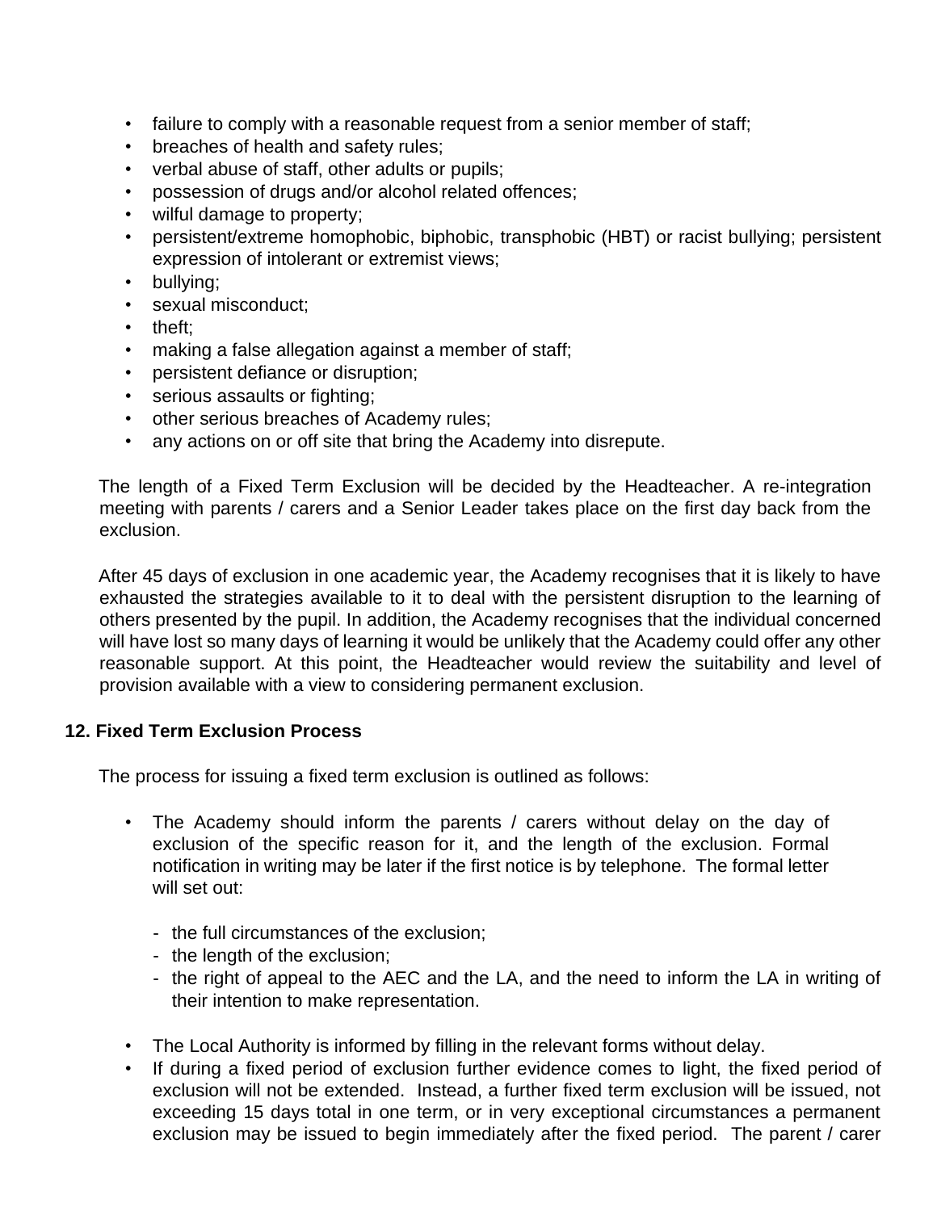- failure to comply with a reasonable request from a senior member of staff;
- breaches of health and safety rules;
- verbal abuse of staff, other adults or pupils;
- possession of drugs and/or alcohol related offences;
- wilful damage to property;
- persistent/extreme homophobic, biphobic, transphobic (HBT) or racist bullying; persistent expression of intolerant or extremist views;
- bullying;
- sexual misconduct;
- theft;
- making a false allegation against a member of staff;
- persistent defiance or disruption;
- serious assaults or fighting;
- other serious breaches of Academy rules;
- any actions on or off site that bring the Academy into disrepute.

The length of a Fixed Term Exclusion will be decided by the Headteacher. A re-integration meeting with parents / carers and a Senior Leader takes place on the first day back from the exclusion.

After 45 days of exclusion in one academic year, the Academy recognises that it is likely to have exhausted the strategies available to it to deal with the persistent disruption to the learning of others presented by the pupil. In addition, the Academy recognises that the individual concerned will have lost so many days of learning it would be unlikely that the Academy could offer any other reasonable support. At this point, the Headteacher would review the suitability and level of provision available with a view to considering permanent exclusion.

## 12. Fixed Term Exclusion Process

The process for issuing a fixed term exclusion is outlined as follows:

- The Academy should inform the parents / carers without delay on the day of exclusion of the specific reason for it, and the length of the exclusion. Formal notification in writing may be later if the first notice is by telephone. The formal letter will set out:

  - the full circumstances of the exclusion;
  - the length of the exclusion;
  - the right of appeal to the AEC and the LA, and the need to inform the LA in writing of their intention to make representation.

- The Local Authority is informed by filling in the relevant forms without delay.
- If during a fixed period of exclusion further evidence comes to light, the fixed period of exclusion will not be extended. Instead, a further fixed term exclusion will be issued, not exceeding 15 days total in one term, or in very exceptional circumstances a permanent exclusion may be issued to begin immediately after the fixed period. The parent / carer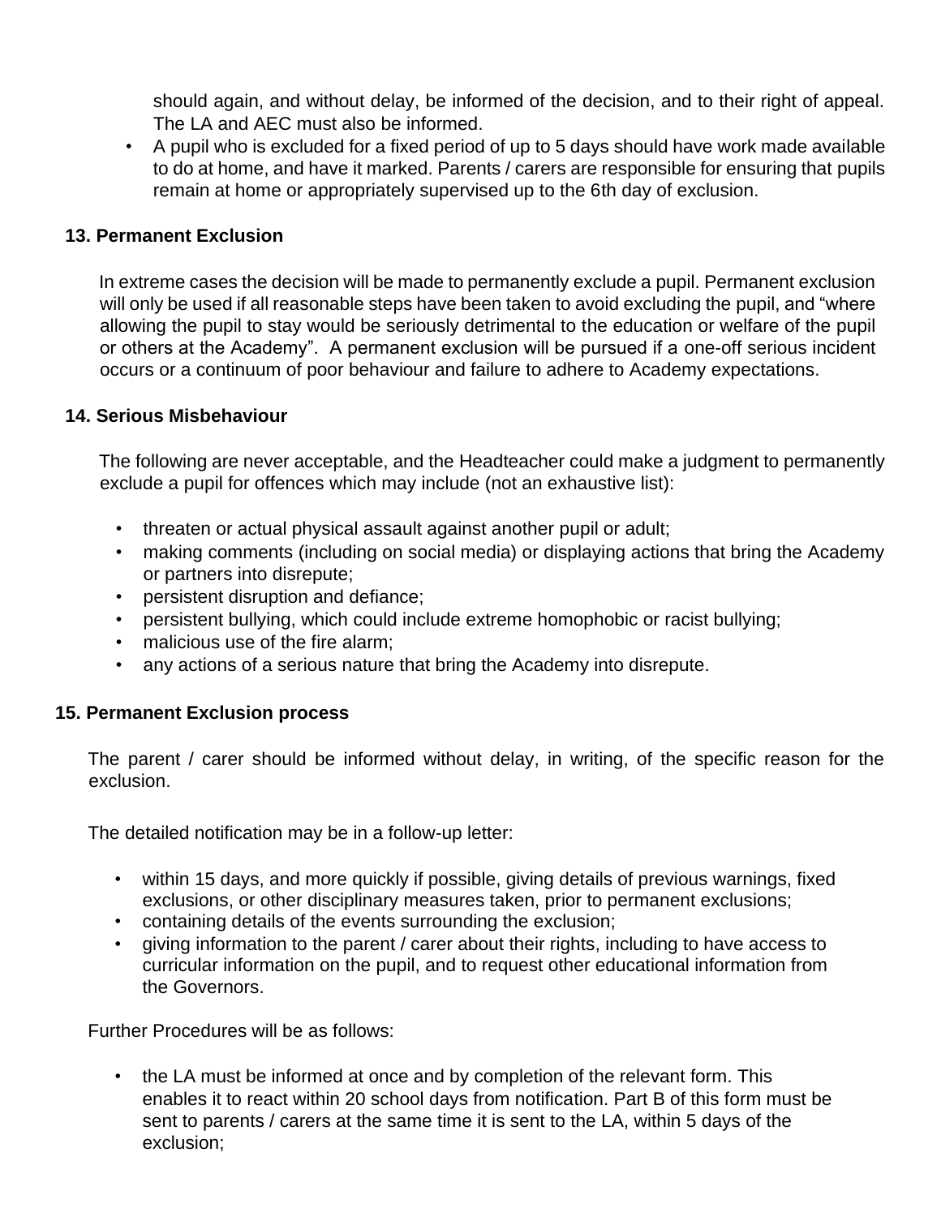should again, and without delay, be informed of the decision, and to their right of appeal. The LA and AEC must also be informed.

- A pupil who is excluded for a fixed period of up to 5 days should have work made available to do at home, and have it marked. Parents / carers are responsible for ensuring that pupils remain at home or appropriately supervised up to the 6th day of exclusion.

## 13. Permanent Exclusion

In extreme cases the decision will be made to permanently exclude a pupil. Permanent exclusion will only be used if all reasonable steps have been taken to avoid excluding the pupil, and "where allowing the pupil to stay would be seriously detrimental to the education or welfare of the pupil or others at the Academy". A permanent exclusion will be pursued if a one-off serious incident occurs or a continuum of poor behaviour and failure to adhere to Academy expectations.

## 14. Serious Misbehaviour

The following are never acceptable, and the Headteacher could make a judgment to permanently exclude a pupil for offences which may include (not an exhaustive list):

- threaten or actual physical assault against another pupil or adult;
- making comments (including on social media) or displaying actions that bring the Academy or partners into disrepute;
- persistent disruption and defiance;
- persistent bullying, which could include extreme homophobic or racist bullying;
- malicious use of the fire alarm;
- any actions of a serious nature that bring the Academy into disrepute.

## 15. Permanent Exclusion process

The parent / carer should be informed without delay, in writing, of the specific reason for the exclusion.

The detailed notification may be in a follow-up letter:

- within 15 days, and more quickly if possible, giving details of previous warnings, fixed exclusions, or other disciplinary measures taken, prior to permanent exclusions;
- containing details of the events surrounding the exclusion;
- giving information to the parent / carer about their rights, including to have access to curricular information on the pupil, and to request other educational information from the Governors.

Further Procedures will be as follows:

- the LA must be informed at once and by completion of the relevant form. This enables it to react within 20 school days from notification. Part B of this form must be sent to parents / carers at the same time it is sent to the LA, within 5 days of the exclusion;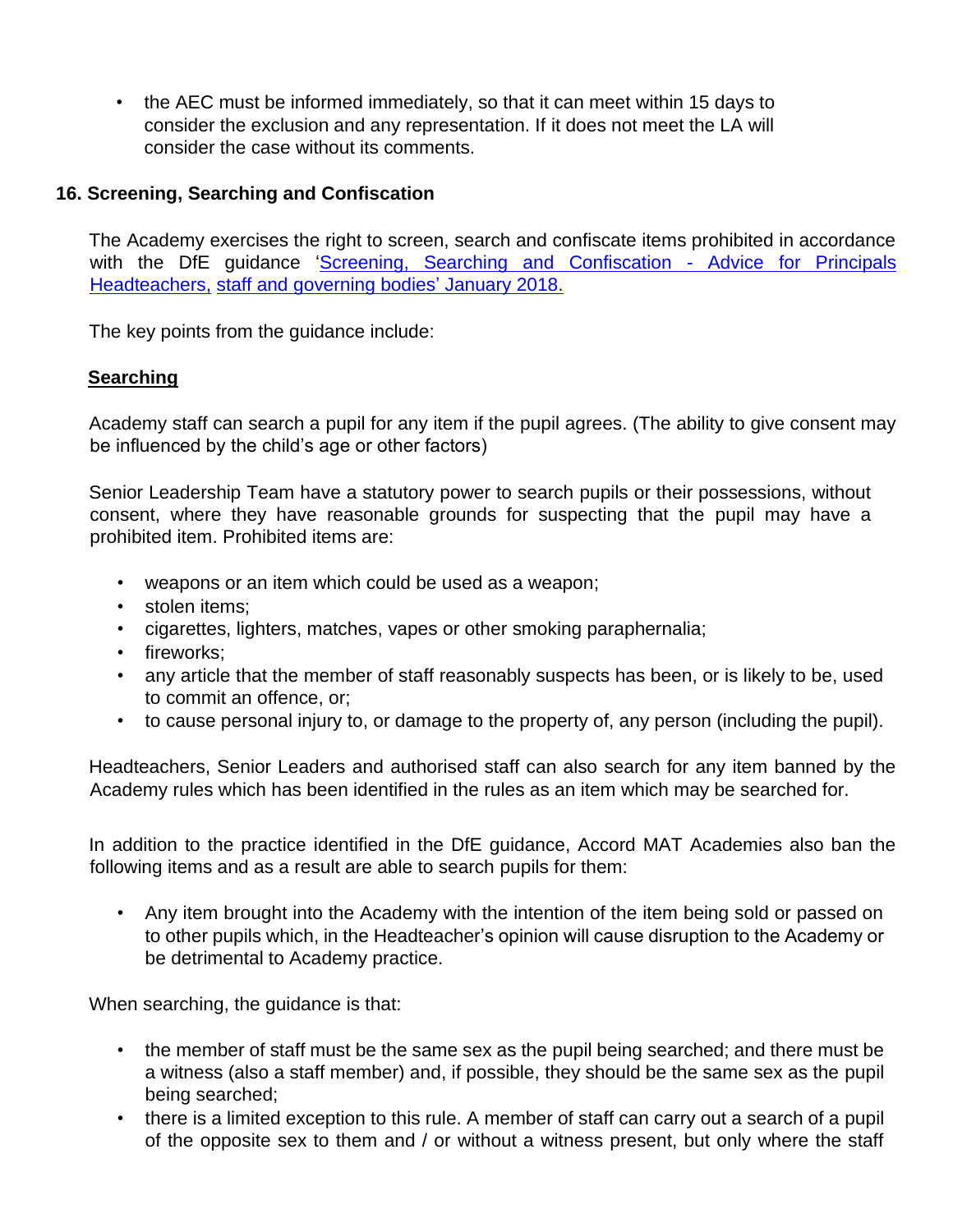- the AEC must be informed immediately, so that it can meet within 15 days to consider the exclusion and any representation. If it does not meet the LA will consider the case without its comments.

## 16. Screening, Searching and Confiscation

The Academy exercises the right to screen, search and confiscate items prohibited in accordance with the DfE guidance '[Screening, Searching and Confiscation - Advice for Principals Headteachers, staff and governing bodies' January 2018.]()

The key points from the guidance include:

**Searching**

Academy staff can search a pupil for any item if the pupil agrees. (The ability to give consent may be influenced by the child's age or other factors)

Senior Leadership Team have a statutory power to search pupils or their possessions, without consent, where they have reasonable grounds for suspecting that the pupil may have a prohibited item. Prohibited items are:

- weapons or an item which could be used as a weapon;
- stolen items;
- cigarettes, lighters, matches, vapes or other smoking paraphernalia;
- fireworks;
- any article that the member of staff reasonably suspects has been, or is likely to be, used to commit an offence, or;
- to cause personal injury to, or damage to the property of, any person (including the pupil).

Headteachers, Senior Leaders and authorised staff can also search for any item banned by the Academy rules which has been identified in the rules as an item which may be searched for.

In addition to the practice identified in the DfE guidance, Accord MAT Academies also ban the following items and as a result are able to search pupils for them:

- Any item brought into the Academy with the intention of the item being sold or passed on to other pupils which, in the Headteacher's opinion will cause disruption to the Academy or be detrimental to Academy practice.

When searching, the guidance is that:

- the member of staff must be the same sex as the pupil being searched; and there must be a witness (also a staff member) and, if possible, they should be the same sex as the pupil being searched;
- there is a limited exception to this rule. A member of staff can carry out a search of a pupil of the opposite sex to them and / or without a witness present, but only where the staff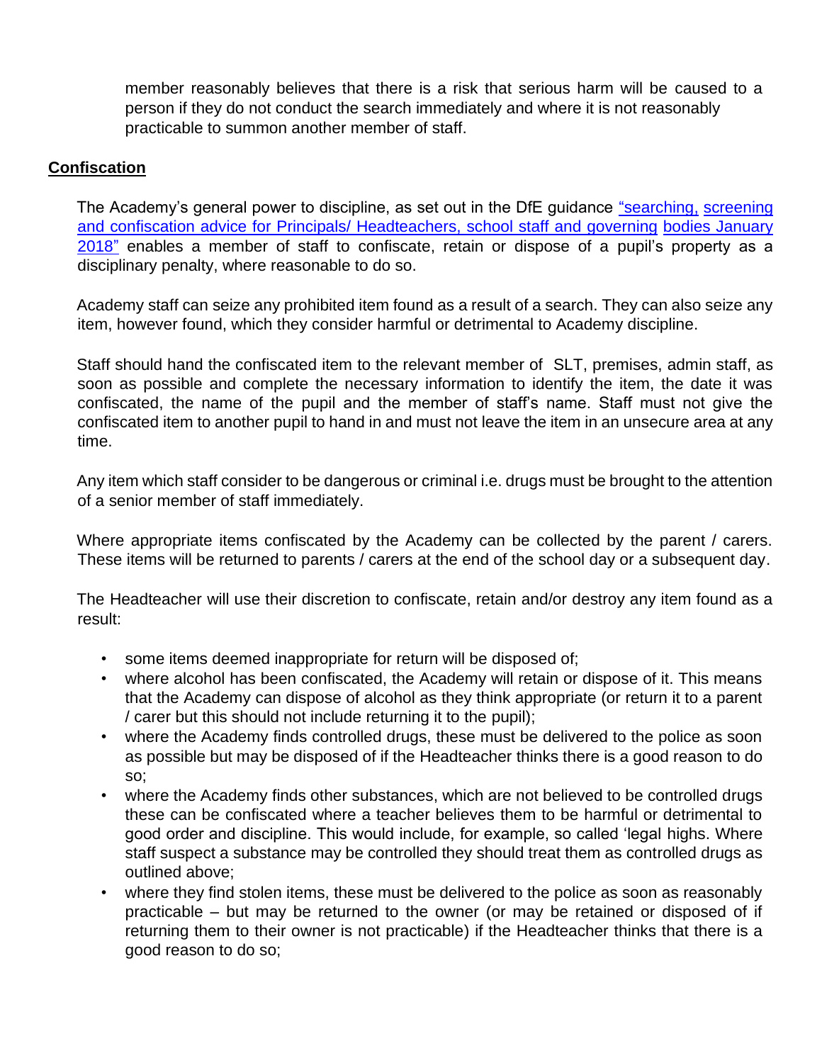member reasonably believes that there is a risk that serious harm will be caused to a person if they do not conduct the search immediately and where it is not reasonably practicable to summon another member of staff.

**Confiscation**

The Academy's general power to discipline, as set out in the DfE guidance "searching, screening and confiscation advice for Principals/ Headteachers, school staff and governing bodies January 2018" enables a member of staff to confiscate, retain or dispose of a pupil's property as a disciplinary penalty, where reasonable to do so.

Academy staff can seize any prohibited item found as a result of a search. They can also seize any item, however found, which they consider harmful or detrimental to Academy discipline.

Staff should hand the confiscated item to the relevant member of SLT, premises, admin staff, as soon as possible and complete the necessary information to identify the item, the date it was confiscated, the name of the pupil and the member of staff's name. Staff must not give the confiscated item to another pupil to hand in and must not leave the item in an unsecure area at any time.

Any item which staff consider to be dangerous or criminal i.e. drugs must be brought to the attention of a senior member of staff immediately.

Where appropriate items confiscated by the Academy can be collected by the parent / carers. These items will be returned to parents / carers at the end of the school day or a subsequent day.

The Headteacher will use their discretion to confiscate, retain and/or destroy any item found as a result:

- some items deemed inappropriate for return will be disposed of;
- where alcohol has been confiscated, the Academy will retain or dispose of it. This means that the Academy can dispose of alcohol as they think appropriate (or return it to a parent / carer but this should not include returning it to the pupil);
- where the Academy finds controlled drugs, these must be delivered to the police as soon as possible but may be disposed of if the Headteacher thinks there is a good reason to do so;
- where the Academy finds other substances, which are not believed to be controlled drugs these can be confiscated where a teacher believes them to be harmful or detrimental to good order and discipline. This would include, for example, so called 'legal highs. Where staff suspect a substance may be controlled they should treat them as controlled drugs as outlined above;
- where they find stolen items, these must be delivered to the police as soon as reasonably practicable – but may be returned to the owner (or may be retained or disposed of if returning them to their owner is not practicable) if the Headteacher thinks that there is a good reason to do so;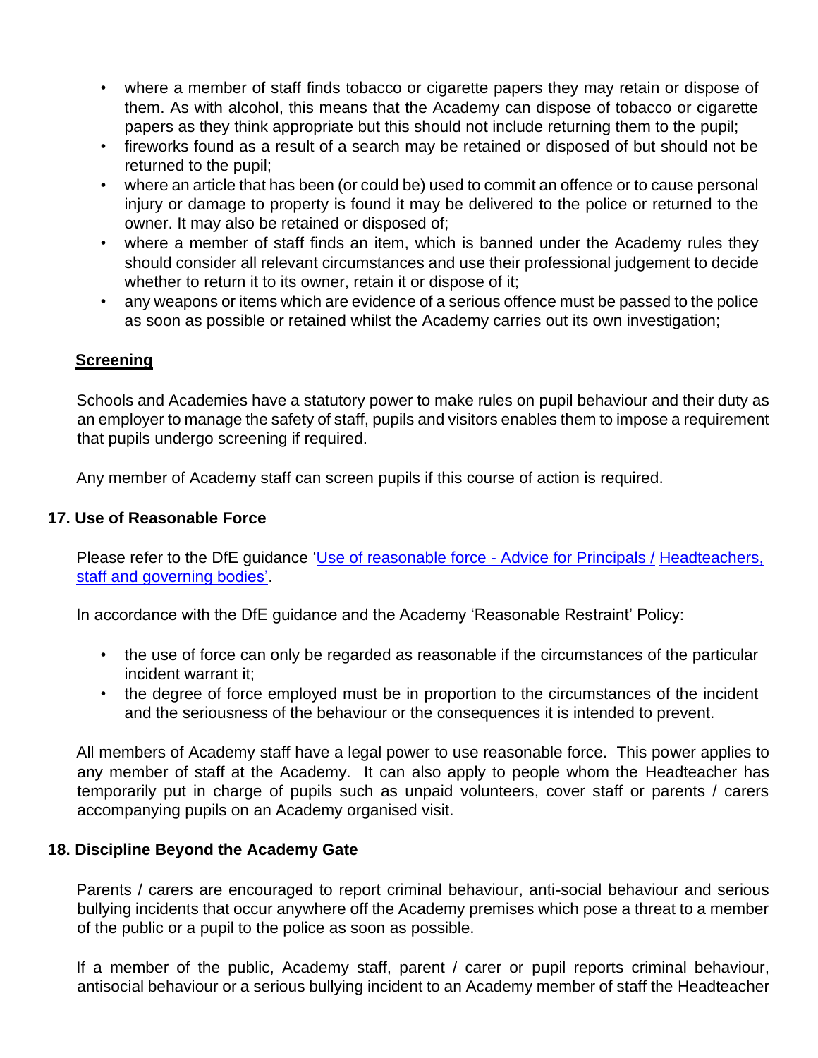- where a member of staff finds tobacco or cigarette papers they may retain or dispose of them. As with alcohol, this means that the Academy can dispose of tobacco or cigarette papers as they think appropriate but this should not include returning them to the pupil;
- fireworks found as a result of a search may be retained or disposed of but should not be returned to the pupil;
- where an article that has been (or could be) used to commit an offence or to cause personal injury or damage to property is found it may be delivered to the police or returned to the owner. It may also be retained or disposed of;
- where a member of staff finds an item, which is banned under the Academy rules they should consider all relevant circumstances and use their professional judgement to decide whether to return it to its owner, retain it or dispose of it;
- any weapons or items which are evidence of a serious offence must be passed to the police as soon as possible or retained whilst the Academy carries out its own investigation;

**Screening**

Schools and Academies have a statutory power to make rules on pupil behaviour and their duty as an employer to manage the safety of staff, pupils and visitors enables them to impose a requirement that pupils undergo screening if required.

Any member of Academy staff can screen pupils if this course of action is required.

## 17. Use of Reasonable Force

Please refer to the DfE guidance '[Use of reasonable force - Advice for Principals / Headteachers, staff and governing bodies]'.

In accordance with the DfE guidance and the Academy 'Reasonable Restraint' Policy:

- the use of force can only be regarded as reasonable if the circumstances of the particular incident warrant it;
- the degree of force employed must be in proportion to the circumstances of the incident and the seriousness of the behaviour or the consequences it is intended to prevent.

All members of Academy staff have a legal power to use reasonable force. This power applies to any member of staff at the Academy. It can also apply to people whom the Headteacher has temporarily put in charge of pupils such as unpaid volunteers, cover staff or parents / carers accompanying pupils on an Academy organised visit.

## 18. Discipline Beyond the Academy Gate

Parents / carers are encouraged to report criminal behaviour, anti-social behaviour and serious bullying incidents that occur anywhere off the Academy premises which pose a threat to a member of the public or a pupil to the police as soon as possible.

If a member of the public, Academy staff, parent / carer or pupil reports criminal behaviour, antisocial behaviour or a serious bullying incident to an Academy member of staff the Headteacher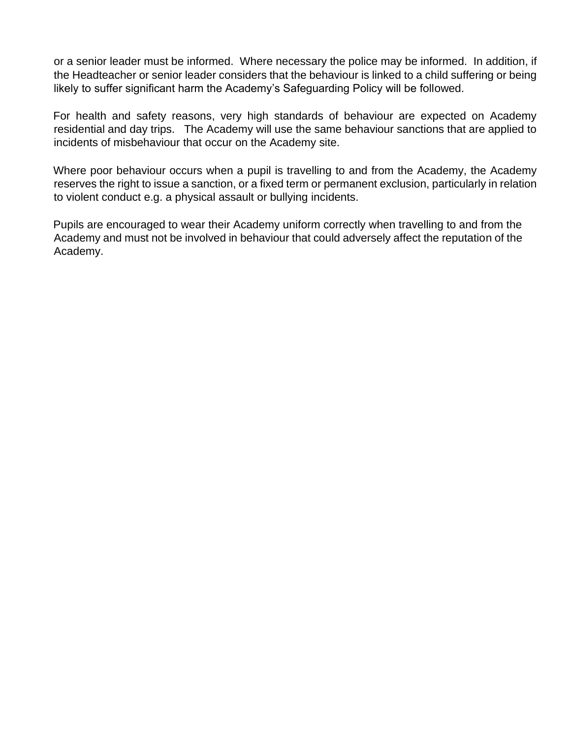or a senior leader must be informed. Where necessary the police may be informed. In addition, if the Headteacher or senior leader considers that the behaviour is linked to a child suffering or being likely to suffer significant harm the Academy's Safeguarding Policy will be followed.

For health and safety reasons, very high standards of behaviour are expected on Academy residential and day trips. The Academy will use the same behaviour sanctions that are applied to incidents of misbehaviour that occur on the Academy site.

Where poor behaviour occurs when a pupil is travelling to and from the Academy, the Academy reserves the right to issue a sanction, or a fixed term or permanent exclusion, particularly in relation to violent conduct e.g. a physical assault or bullying incidents.

Pupils are encouraged to wear their Academy uniform correctly when travelling to and from the Academy and must not be involved in behaviour that could adversely affect the reputation of the Academy.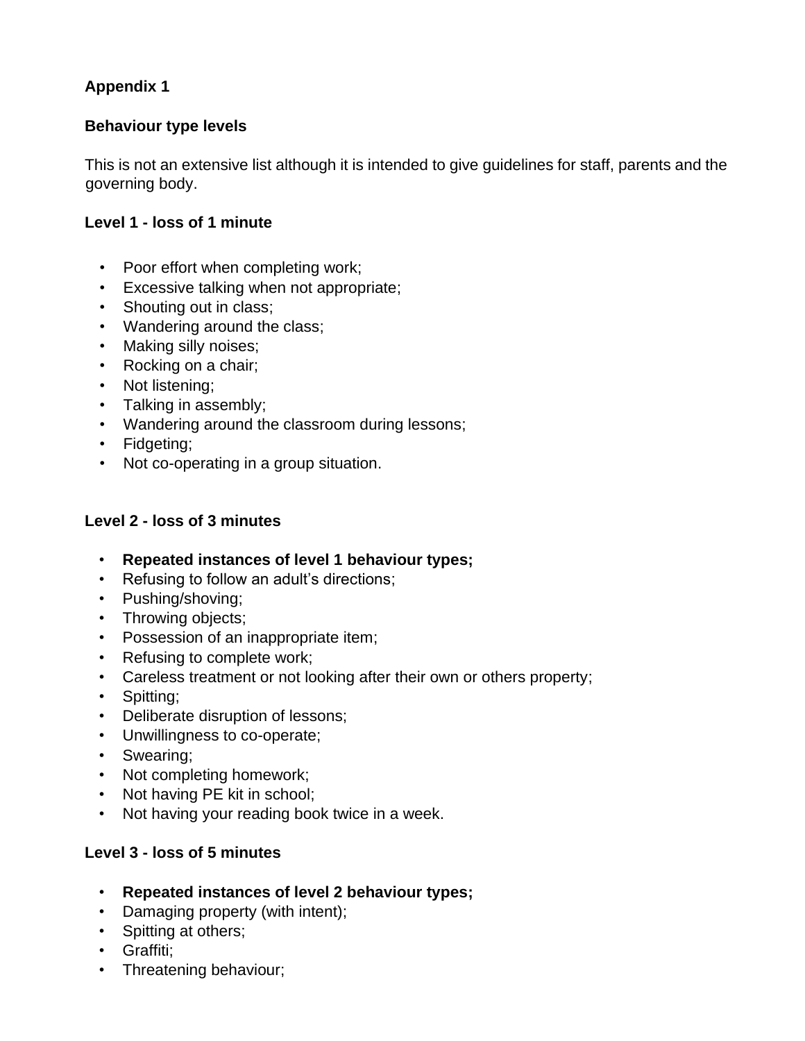**Appendix 1**

**Behaviour type levels**

This is not an extensive list although it is intended to give guidelines for staff, parents and the governing body.

**Level 1 - loss of 1 minute**

- Poor effort when completing work;
- Excessive talking when not appropriate;
- Shouting out in class;
- Wandering around the class;
- Making silly noises;
- Rocking on a chair;
- Not listening;
- Talking in assembly;
- Wandering around the classroom during lessons;
- Fidgeting;
- Not co-operating in a group situation.

**Level 2 - loss of 3 minutes**

- **Repeated instances of level 1 behaviour types;**
- Refusing to follow an adult's directions;
- Pushing/shoving;
- Throwing objects;
- Possession of an inappropriate item;
- Refusing to complete work;
- Careless treatment or not looking after their own or others property;
- Spitting;
- Deliberate disruption of lessons;
- Unwillingness to co-operate;
- Swearing;
- Not completing homework;
- Not having PE kit in school;
- Not having your reading book twice in a week.

**Level 3 - loss of 5 minutes**

- **Repeated instances of level 2 behaviour types;**
- Damaging property (with intent);
- Spitting at others;
- Graffiti;
- Threatening behaviour;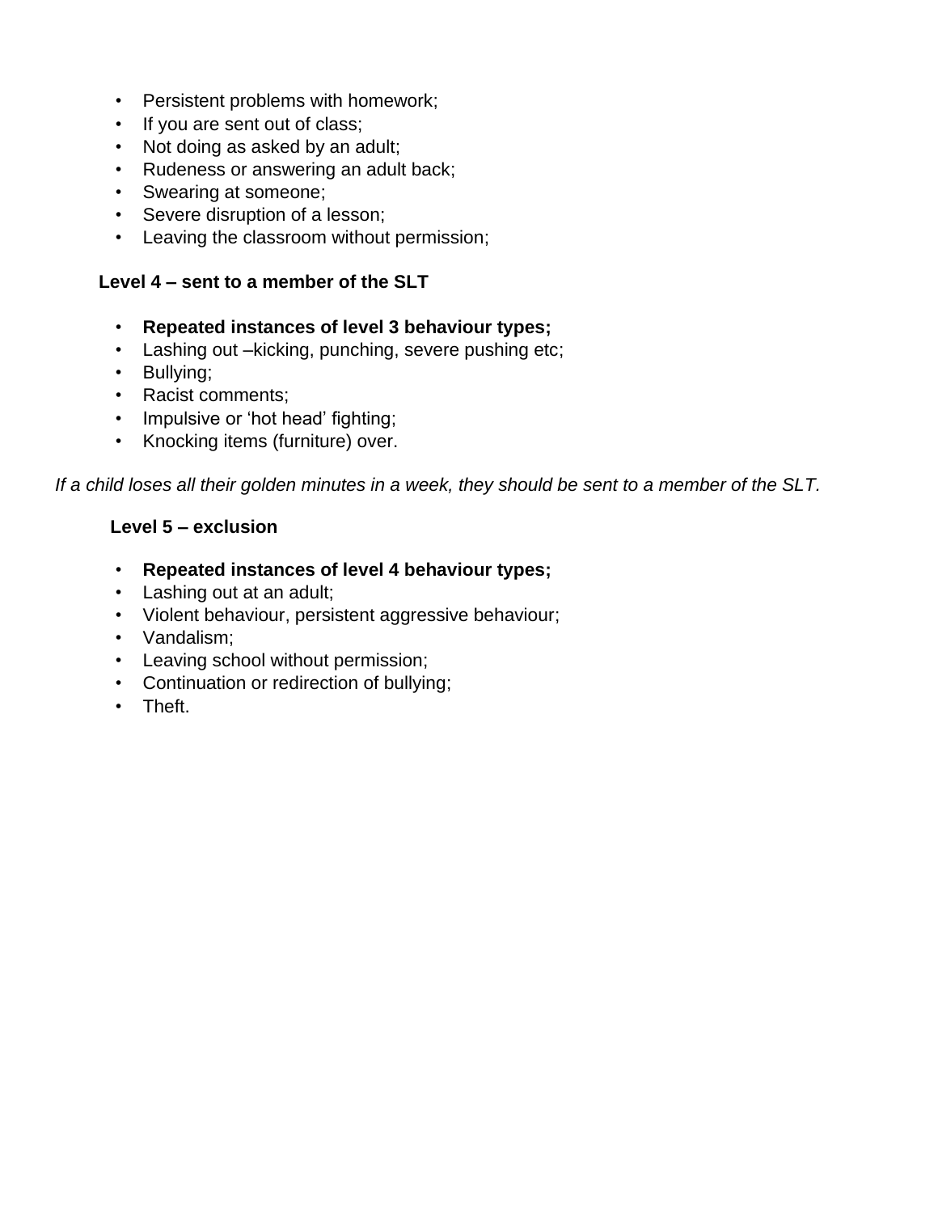- Persistent problems with homework;
- If you are sent out of class;
- Not doing as asked by an adult;
- Rudeness or answering an adult back;
- Swearing at someone;
- Severe disruption of a lesson;
- Leaving the classroom without permission;

**Level 4 – sent to a member of the SLT**

- **Repeated instances of level 3 behaviour types;**
- Lashing out –kicking, punching, severe pushing etc;
- Bullying;
- Racist comments;
- Impulsive or 'hot head' fighting;
- Knocking items (furniture) over.

*If a child loses all their golden minutes in a week, they should be sent to a member of the SLT.*

**Level 5 – exclusion**

- **Repeated instances of level 4 behaviour types;**
- Lashing out at an adult;
- Violent behaviour, persistent aggressive behaviour;
- Vandalism;
- Leaving school without permission;
- Continuation or redirection of bullying;
- Theft.